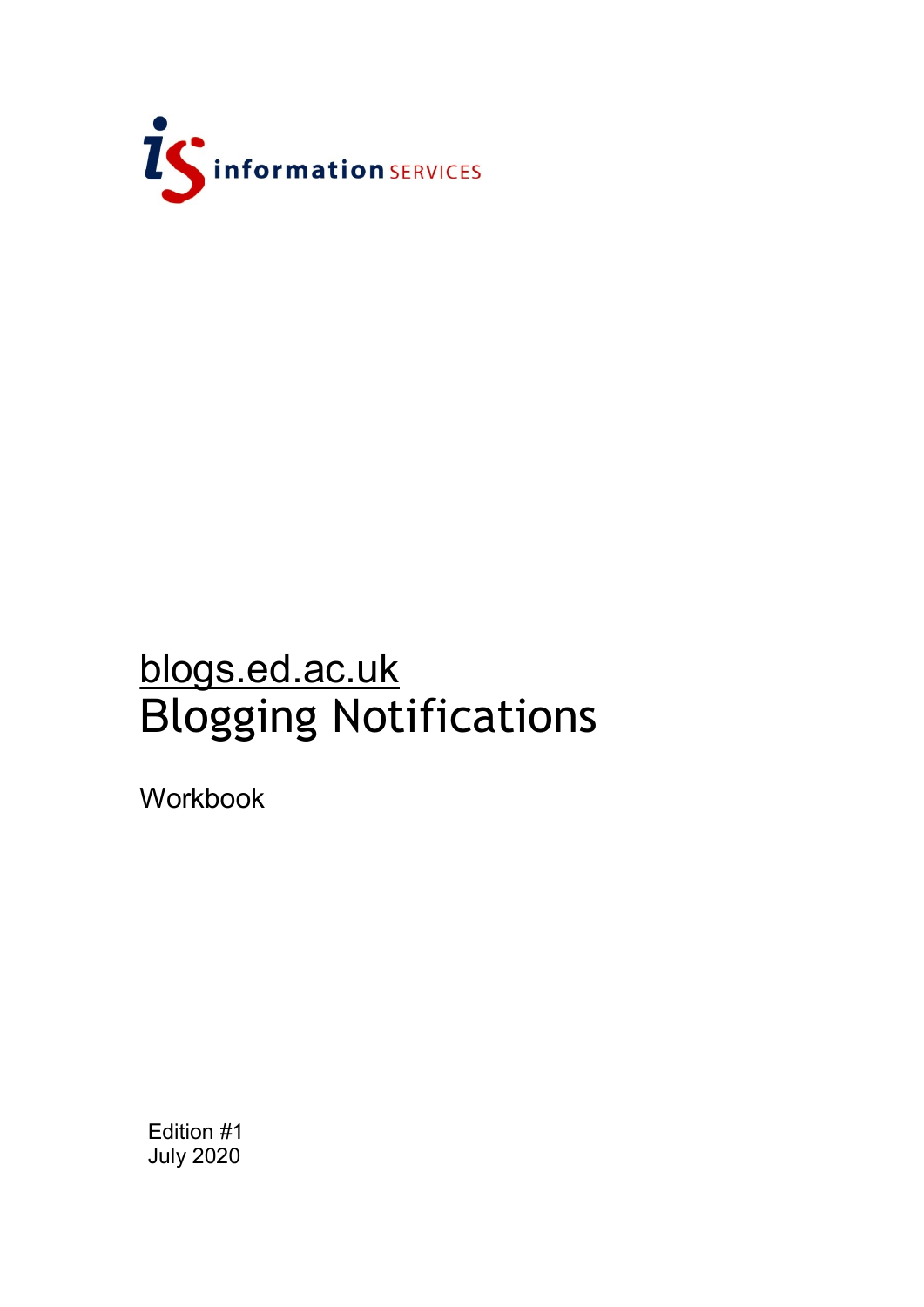information SERVICES

# blogs.ed.ac.uk
# Blogging Notifications

Workbook

Edition #1
July 2020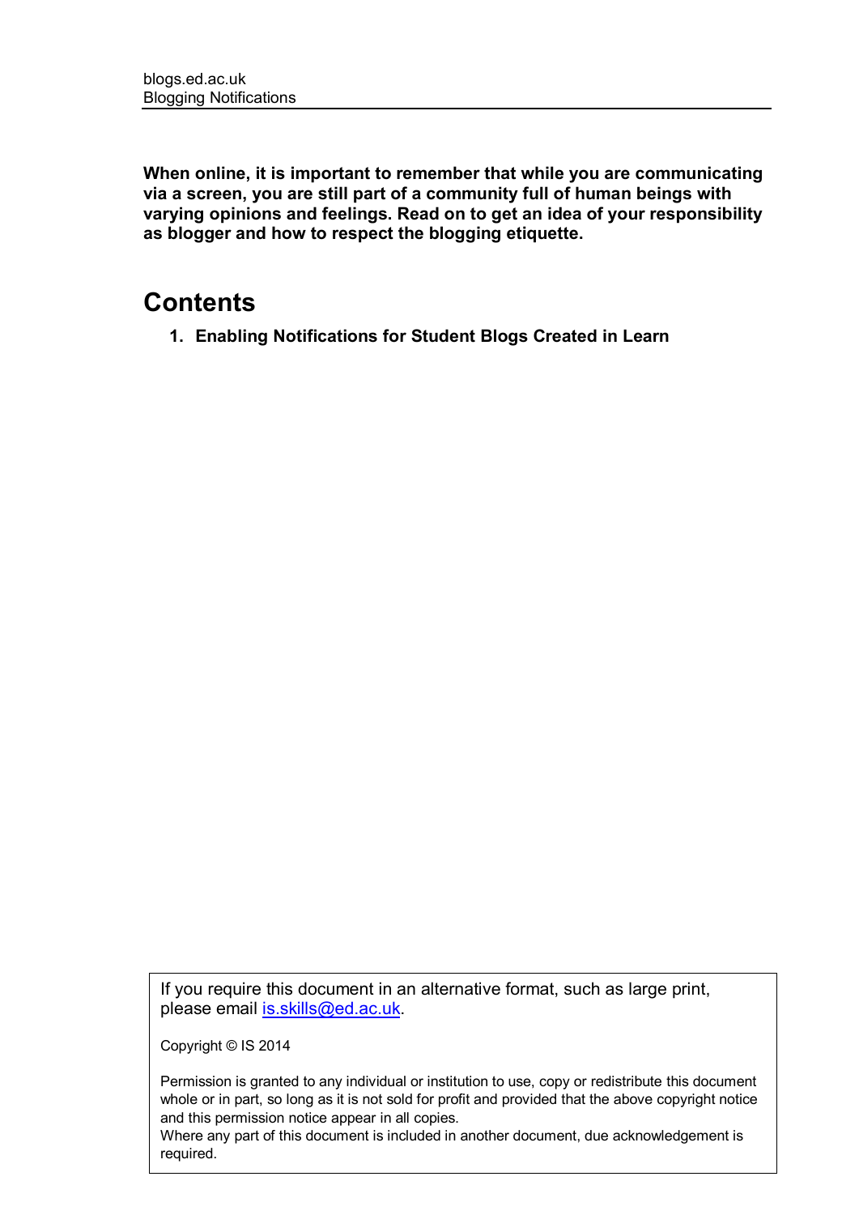**When online, it is important to remember that while you are communicating via a screen, you are still part of a community full of human beings with varying opinions and feelings. Read on to get an idea of your responsibility as blogger and how to respect the blogging etiquette.**

## Contents

1. **Enabling Notifications for Student Blogs Created in Learn**

If you require this document in an alternative format, such as large print, please email [is.skills@ed.ac.uk](mailto:is.skills@ed.ac.uk).

Copyright © IS 2014

Permission is granted to any individual or institution to use, copy or redistribute this document whole or in part, so long as it is not sold for profit and provided that the above copyright notice and this permission notice appear in all copies.
Where any part of this document is included in another document, due acknowledgement is required.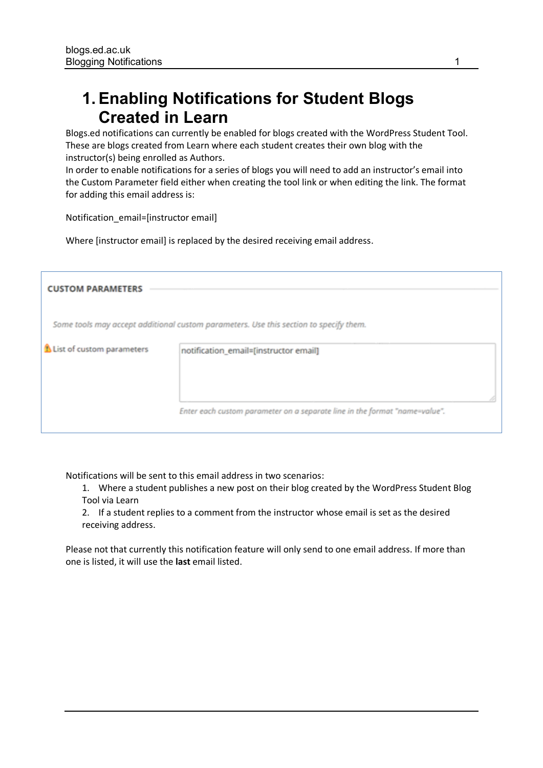# 1. Enabling Notifications for Student Blogs Created in Learn

Blogs.ed notifications can currently be enabled for blogs created with the WordPress Student Tool. These are blogs created from Learn where each student creates their own blog with the instructor(s) being enrolled as Authors.

In order to enable notifications for a series of blogs you will need to add an instructor's email into the Custom Parameter field either when creating the tool link or when editing the link. The format for adding this email address is:

Notification_email=[instructor email]

Where [instructor email] is replaced by the desired receiving email address.

**CUSTOM PARAMETERS**

*Some tools may accept additional custom parameters. Use this section to specify them.*

List of custom parameters: notification_email=[instructor email]

*Enter each custom parameter on a separate line in the format "name=value".*

Notifications will be sent to this email address in two scenarios:

1. Where a student publishes a new post on their blog created by the WordPress Student Blog Tool via Learn
2. If a student replies to a comment from the instructor whose email is set as the desired receiving address.

Please not that currently this notification feature will only send to one email address. If more than one is listed, it will use the **last** email listed.